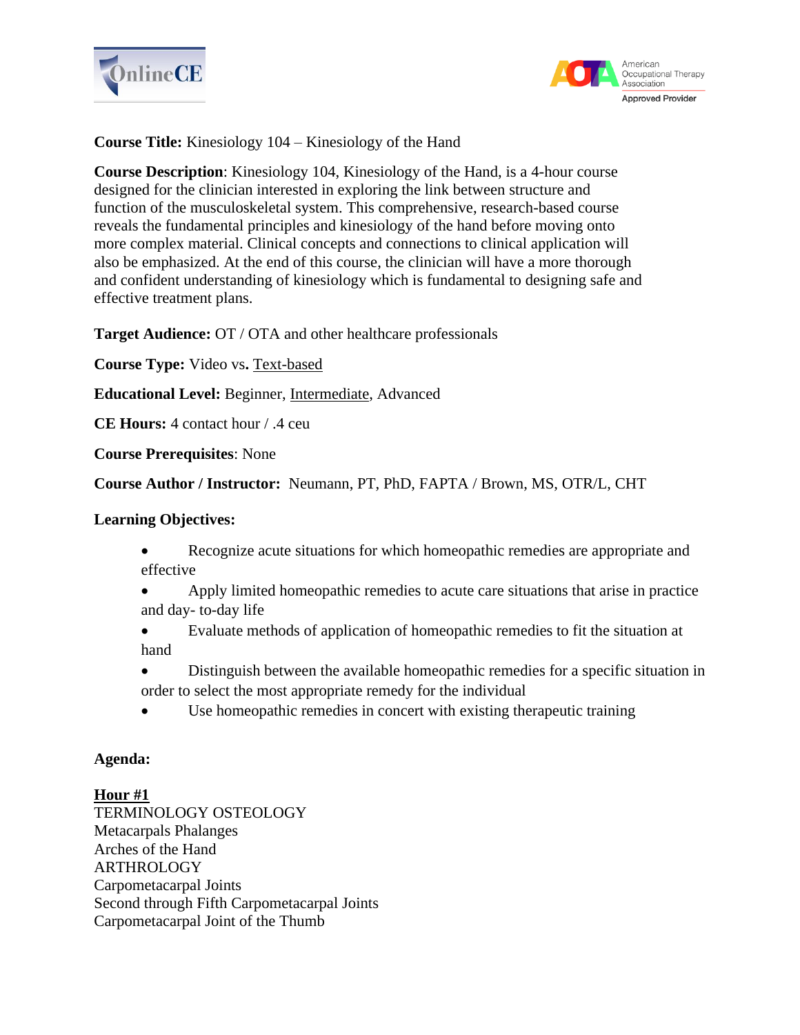**Course Title:** Kinesiology 104 – Kinesiology of the Hand

**Course Description**: Kinesiology 104, Kinesiology of the Hand, is a 4-hour course designed for the clinician interested in exploring the link between structure and function of the musculoskeletal system. This comprehensive, research-based course reveals the fundamental principles and kinesiology of the hand before moving onto more complex material. Clinical concepts and connections to clinical application will also be emphasized. At the end of this course, the clinician will have a more thorough and confident understanding of kinesiology which is fundamental to designing safe and effective treatment plans.

**Target Audience:** OT / OTA and other healthcare professionals

**Course Type:** Video vs**.** <u>Text-based</u>

**Educational Level:** Beginner, <u>Intermediate</u>, Advanced

**CE Hours:** 4 contact hour / .4 ceu

**Course Prerequisites**: None

**Course Author / Instructor:** Neumann, PT, PhD, FAPTA / Brown, MS, OTR/L, CHT

**Learning Objectives:**

- Recognize acute situations for which homeopathic remedies are appropriate and effective
- Apply limited homeopathic remedies to acute care situations that arise in practice and day- to-day life
- Evaluate methods of application of homeopathic remedies to fit the situation at hand
- Distinguish between the available homeopathic remedies for a specific situation in order to select the most appropriate remedy for the individual
- Use homeopathic remedies in concert with existing therapeutic training

**Agenda:**

**<u>Hour #1</u>**
TERMINOLOGY OSTEOLOGY
Metacarpals Phalanges
Arches of the Hand
ARTHROLOGY
Carpometacarpal Joints
Second through Fifth Carpometacarpal Joints
Carpometacarpal Joint of the Thumb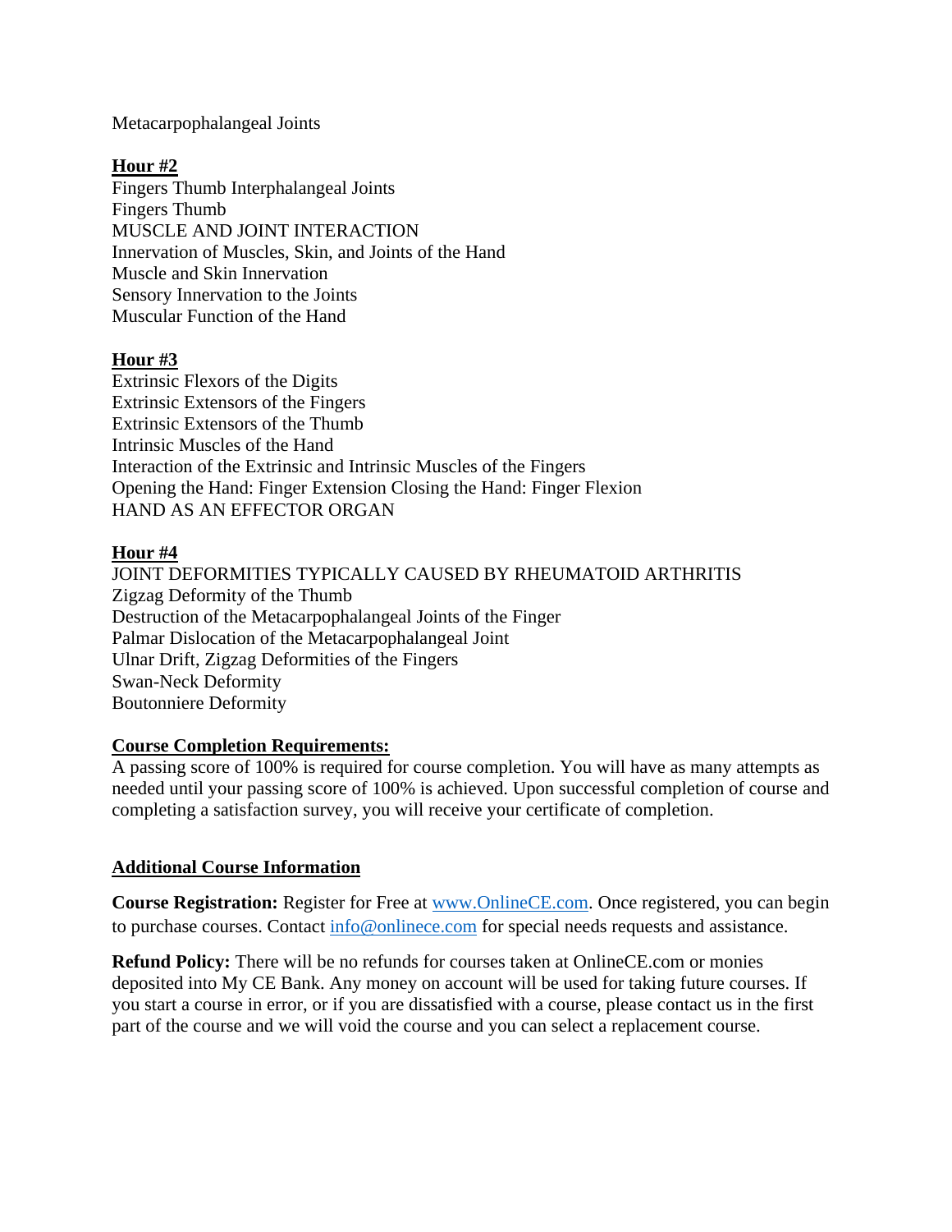Metacarpophalangeal Joints

**Hour #2**

Fingers Thumb Interphalangeal Joints
Fingers Thumb
MUSCLE AND JOINT INTERACTION
Innervation of Muscles, Skin, and Joints of the Hand
Muscle and Skin Innervation
Sensory Innervation to the Joints
Muscular Function of the Hand

**Hour #3**

Extrinsic Flexors of the Digits
Extrinsic Extensors of the Fingers
Extrinsic Extensors of the Thumb
Intrinsic Muscles of the Hand
Interaction of the Extrinsic and Intrinsic Muscles of the Fingers
Opening the Hand: Finger Extension Closing the Hand: Finger Flexion
HAND AS AN EFFECTOR ORGAN

**Hour #4**

JOINT DEFORMITIES TYPICALLY CAUSED BY RHEUMATOID ARTHRITIS
Zigzag Deformity of the Thumb
Destruction of the Metacarpophalangeal Joints of the Finger
Palmar Dislocation of the Metacarpophalangeal Joint
Ulnar Drift, Zigzag Deformities of the Fingers
Swan-Neck Deformity
Boutonniere Deformity

**Course Completion Requirements:**

A passing score of 100% is required for course completion. You will have as many attempts as needed until your passing score of 100% is achieved. Upon successful completion of course and completing a satisfaction survey, you will receive your certificate of completion.

**Additional Course Information**

**Course Registration:** Register for Free at www.OnlineCE.com. Once registered, you can begin to purchase courses. Contact info@onlinece.com for special needs requests and assistance.

**Refund Policy:** There will be no refunds for courses taken at OnlineCE.com or monies deposited into My CE Bank. Any money on account will be used for taking future courses. If you start a course in error, or if you are dissatisfied with a course, please contact us in the first part of the course and we will void the course and you can select a replacement course.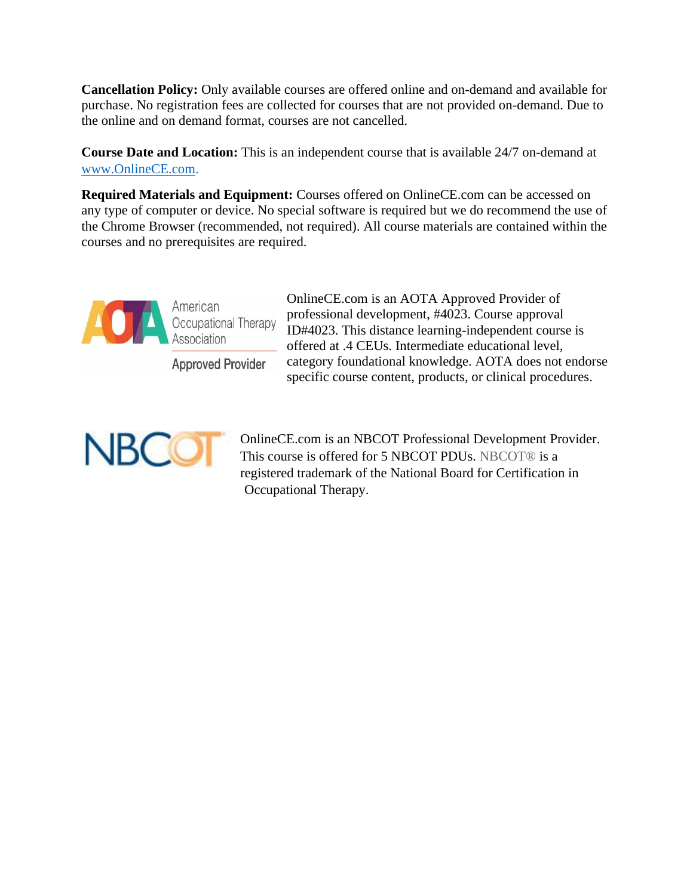**Cancellation Policy:** Only available courses are offered online and on-demand and available for purchase. No registration fees are collected for courses that are not provided on-demand. Due to the online and on demand format, courses are not cancelled.

**Course Date and Location:** This is an independent course that is available 24/7 on-demand at www.OnlineCE.com.

**Required Materials and Equipment:** Courses offered on OnlineCE.com can be accessed on any type of computer or device. No special software is required but we do recommend the use of the Chrome Browser (recommended, not required). All course materials are contained within the courses and no prerequisites are required.

AOTA American Occupational Therapy Association Approved Provider

OnlineCE.com is an AOTA Approved Provider of professional development, #4023. Course approval ID#4023. This distance learning-independent course is offered at .4 CEUs. Intermediate educational level, category foundational knowledge. AOTA does not endorse specific course content, products, or clinical procedures.

NBCOT

OnlineCE.com is an NBCOT Professional Development Provider. This course is offered for 5 NBCOT PDUs. NBCOT® is a registered trademark of the National Board for Certification in Occupational Therapy.